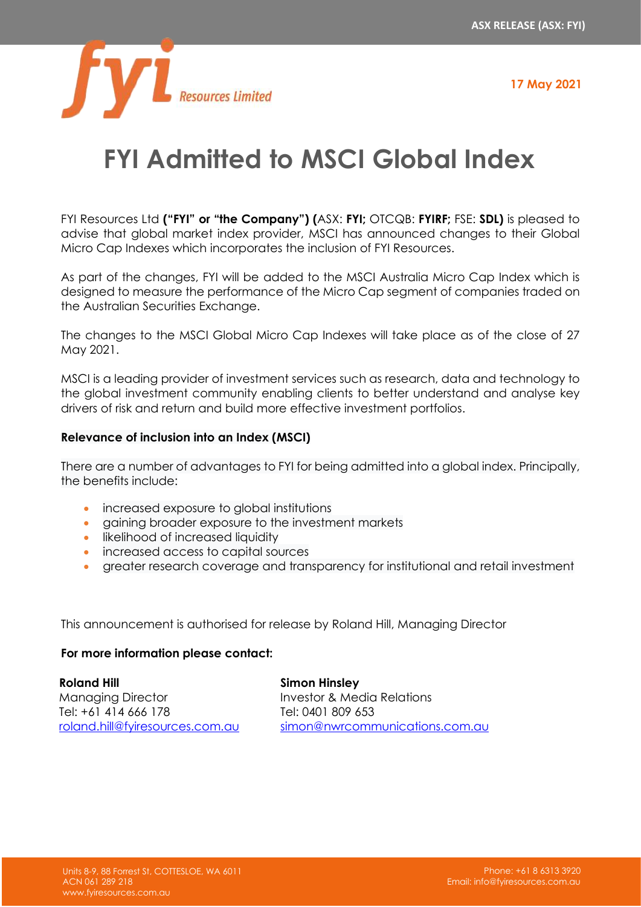ASX RELEASE (ASX: FYI)

**17 May 2021**

# FYI Admitted to MSCI Global Index

FYI Resources Ltd **("FYI" or "the Company") (**ASX: **FYI;** OTCQB: **FYIRF;** FSE: **SDL)** is pleased to advise that global market index provider, MSCI has announced changes to their Global Micro Cap Indexes which incorporates the inclusion of FYI Resources.

As part of the changes, FYI will be added to the MSCI Australia Micro Cap Index which is designed to measure the performance of the Micro Cap segment of companies traded on the Australian Securities Exchange.

The changes to the MSCI Global Micro Cap Indexes will take place as of the close of 27 May 2021.

MSCI is a leading provider of investment services such as research, data and technology to the global investment community enabling clients to better understand and analyse key drivers of risk and return and build more effective investment portfolios.

**Relevance of inclusion into an Index (MSCI)**

There are a number of advantages to FYI for being admitted into a global index. Principally, the benefits include:

- increased exposure to global institutions
- gaining broader exposure to the investment markets
- likelihood of increased liquidity
- increased access to capital sources
- greater research coverage and transparency for institutional and retail investment

This announcement is authorised for release by Roland Hill, Managing Director

**For more information please contact:**

**Roland Hill**
Managing Director
Tel: +61 414 666 178
roland.hill@fyiresources.com.au

**Simon Hinsley**
Investor & Media Relations
Tel: 0401 809 653
simon@nwrcommunications.com.au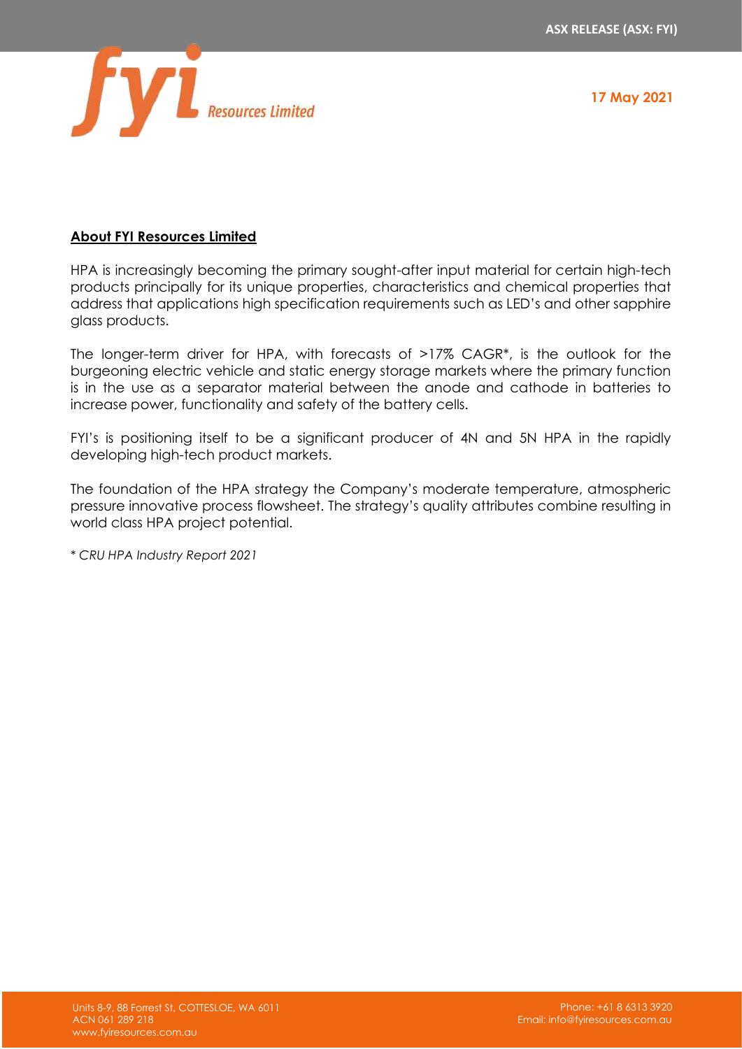## About FYI Resources Limited

HPA is increasingly becoming the primary sought-after input material for certain high-tech products principally for its unique properties, characteristics and chemical properties that address that applications high specification requirements such as LED's and other sapphire glass products.

The longer-term driver for HPA, with forecasts of >17% CAGR*, is the outlook for the burgeoning electric vehicle and static energy storage markets where the primary function is in the use as a separator material between the anode and cathode in batteries to increase power, functionality and safety of the battery cells.

FYI's is positioning itself to be a significant producer of 4N and 5N HPA in the rapidly developing high-tech product markets.

The foundation of the HPA strategy the Company's moderate temperature, atmospheric pressure innovative process flowsheet. The strategy's quality attributes combine resulting in world class HPA project potential.

*\* CRU HPA Industry Report 2021*